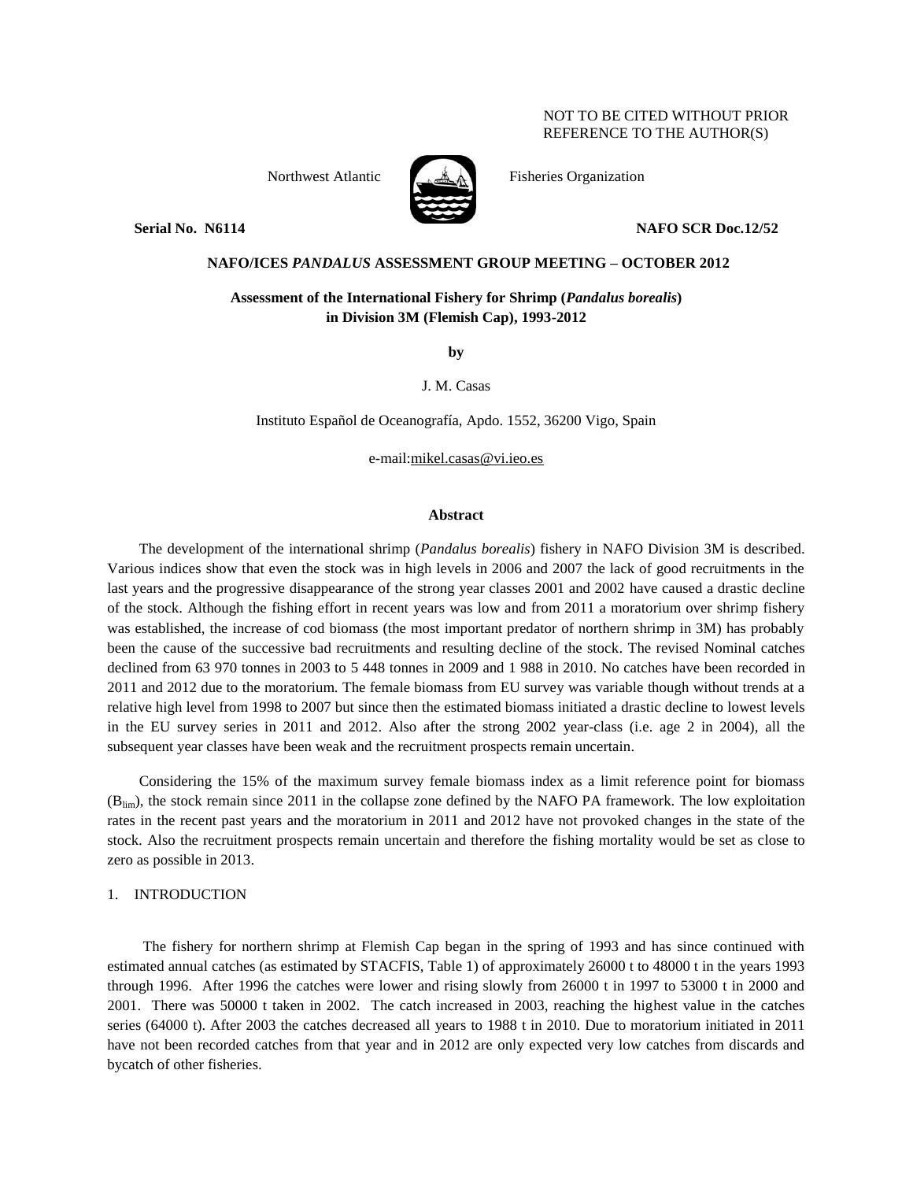NOT TO BE CITED WITHOUT PRIOR REFERENCE TO THE AUTHOR(S)

Northwest Atlantic Fisheries Organization

**Serial No. N6114** **NAFO SCR Doc.12/52**

**NAFO/ICES *PANDALUS* ASSESSMENT GROUP MEETING – OCTOBER 2012**

# Assessment of the International Fishery for Shrimp (*Pandalus borealis*) in Division 3M (Flemish Cap), 1993-2012

**by**

J. M. Casas

Instituto Español de Oceanografía, Apdo. 1552, 36200 Vigo, Spain

e-mail:mikel.casas@vi.ieo.es

## Abstract

The development of the international shrimp (*Pandalus borealis*) fishery in NAFO Division 3M is described. Various indices show that even the stock was in high levels in 2006 and 2007 the lack of good recruitments in the last years and the progressive disappearance of the strong year classes 2001 and 2002 have caused a drastic decline of the stock. Although the fishing effort in recent years was low and from 2011 a moratorium over shrimp fishery was established, the increase of cod biomass (the most important predator of northern shrimp in 3M) has probably been the cause of the successive bad recruitments and resulting decline of the stock. The revised Nominal catches declined from 63 970 tonnes in 2003 to 5 448 tonnes in 2009 and 1 988 in 2010. No catches have been recorded in 2011 and 2012 due to the moratorium. The female biomass from EU survey was variable though without trends at a relative high level from 1998 to 2007 but since then the estimated biomass initiated a drastic decline to lowest levels in the EU survey series in 2011 and 2012. Also after the strong 2002 year-class (i.e. age 2 in 2004), all the subsequent year classes have been weak and the recruitment prospects remain uncertain.

Considering the 15% of the maximum survey female biomass index as a limit reference point for biomass ($B_{lim}$), the stock remain since 2011 in the collapse zone defined by the NAFO PA framework. The low exploitation rates in the recent past years and the moratorium in 2011 and 2012 have not provoked changes in the state of the stock. Also the recruitment prospects remain uncertain and therefore the fishing mortality would be set as close to zero as possible in 2013.

## 1. INTRODUCTION

The fishery for northern shrimp at Flemish Cap began in the spring of 1993 and has since continued with estimated annual catches (as estimated by STACFIS, Table 1) of approximately 26000 t to 48000 t in the years 1993 through 1996. After 1996 the catches were lower and rising slowly from 26000 t in 1997 to 53000 t in 2000 and 2001. There was 50000 t taken in 2002. The catch increased in 2003, reaching the highest value in the catches series (64000 t). After 2003 the catches decreased all years to 1988 t in 2010. Due to moratorium initiated in 2011 have not been recorded catches from that year and in 2012 are only expected very low catches from discards and bycatch of other fisheries.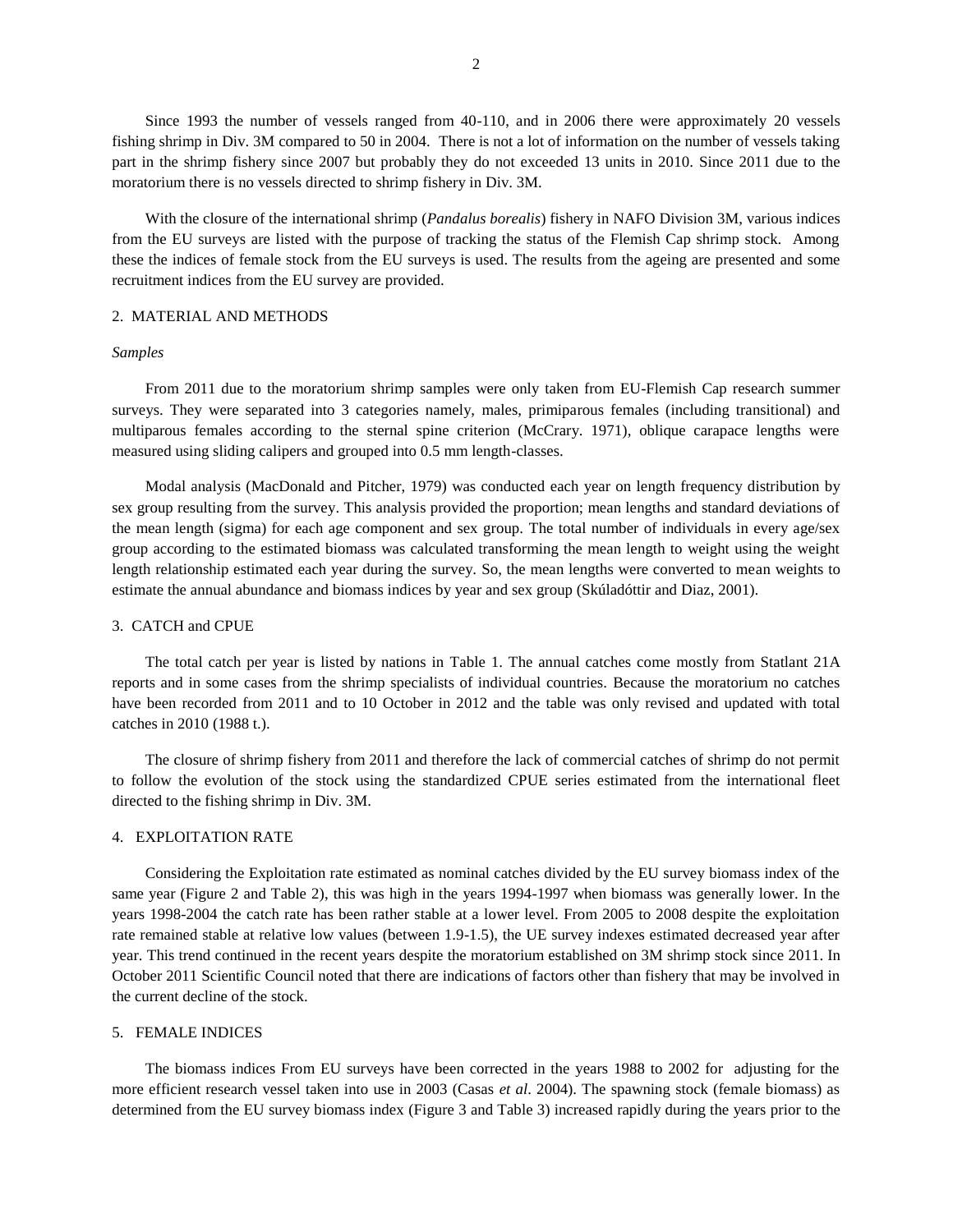Since 1993 the number of vessels ranged from 40-110, and in 2006 there were approximately 20 vessels fishing shrimp in Div. 3M compared to 50 in 2004. There is not a lot of information on the number of vessels taking part in the shrimp fishery since 2007 but probably they do not exceeded 13 units in 2010. Since 2011 due to the moratorium there is no vessels directed to shrimp fishery in Div. 3M.

With the closure of the international shrimp (*Pandalus borealis*) fishery in NAFO Division 3M, various indices from the EU surveys are listed with the purpose of tracking the status of the Flemish Cap shrimp stock. Among these the indices of female stock from the EU surveys is used. The results from the ageing are presented and some recruitment indices from the EU survey are provided.

## 2. MATERIAL AND METHODS

*Samples*

From 2011 due to the moratorium shrimp samples were only taken from EU-Flemish Cap research summer surveys. They were separated into 3 categories namely, males, primiparous females (including transitional) and multiparous females according to the sternal spine criterion (McCrary. 1971), oblique carapace lengths were measured using sliding calipers and grouped into 0.5 mm length-classes.

Modal analysis (MacDonald and Pitcher, 1979) was conducted each year on length frequency distribution by sex group resulting from the survey. This analysis provided the proportion; mean lengths and standard deviations of the mean length (sigma) for each age component and sex group. The total number of individuals in every age/sex group according to the estimated biomass was calculated transforming the mean length to weight using the weight length relationship estimated each year during the survey. So, the mean lengths were converted to mean weights to estimate the annual abundance and biomass indices by year and sex group (Skúladóttir and Diaz, 2001).

## 3. CATCH and CPUE

The total catch per year is listed by nations in Table 1. The annual catches come mostly from Statlant 21A reports and in some cases from the shrimp specialists of individual countries. Because the moratorium no catches have been recorded from 2011 and to 10 October in 2012 and the table was only revised and updated with total catches in 2010 (1988 t.).

The closure of shrimp fishery from 2011 and therefore the lack of commercial catches of shrimp do not permit to follow the evolution of the stock using the standardized CPUE series estimated from the international fleet directed to the fishing shrimp in Div. 3M.

## 4. EXPLOITATION RATE

Considering the Exploitation rate estimated as nominal catches divided by the EU survey biomass index of the same year (Figure 2 and Table 2), this was high in the years 1994-1997 when biomass was generally lower. In the years 1998-2004 the catch rate has been rather stable at a lower level. From 2005 to 2008 despite the exploitation rate remained stable at relative low values (between 1.9-1.5), the UE survey indexes estimated decreased year after year. This trend continued in the recent years despite the moratorium established on 3M shrimp stock since 2011. In October 2011 Scientific Council noted that there are indications of factors other than fishery that may be involved in the current decline of the stock.

## 5. FEMALE INDICES

The biomass indices From EU surveys have been corrected in the years 1988 to 2002 for adjusting for the more efficient research vessel taken into use in 2003 (Casas *et al*. 2004). The spawning stock (female biomass) as determined from the EU survey biomass index (Figure 3 and Table 3) increased rapidly during the years prior to the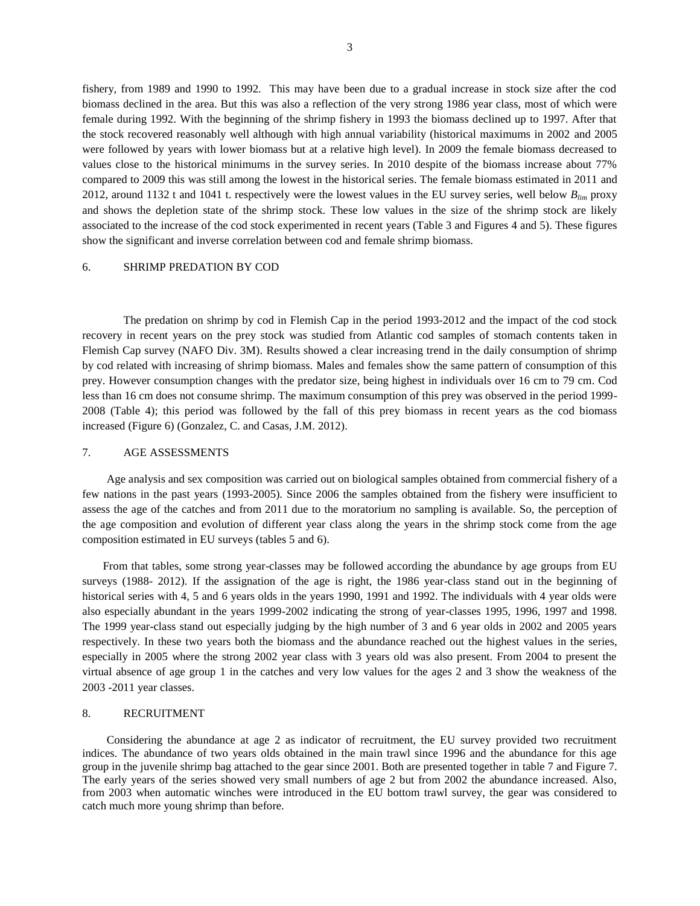fishery, from 1989 and 1990 to 1992. This may have been due to a gradual increase in stock size after the cod biomass declined in the area. But this was also a reflection of the very strong 1986 year class, most of which were female during 1992. With the beginning of the shrimp fishery in 1993 the biomass declined up to 1997. After that the stock recovered reasonably well although with high annual variability (historical maximums in 2002 and 2005 were followed by years with lower biomass but at a relative high level). In 2009 the female biomass decreased to values close to the historical minimums in the survey series. In 2010 despite of the biomass increase about 77% compared to 2009 this was still among the lowest in the historical series. The female biomass estimated in 2011 and 2012, around 1132 t and 1041 t. respectively were the lowest values in the EU survey series, well below $B_{lim}$ proxy and shows the depletion state of the shrimp stock. These low values in the size of the shrimp stock are likely associated to the increase of the cod stock experimented in recent years (Table 3 and Figures 4 and 5). These figures show the significant and inverse correlation between cod and female shrimp biomass.

## 6. SHRIMP PREDATION BY COD

The predation on shrimp by cod in Flemish Cap in the period 1993-2012 and the impact of the cod stock recovery in recent years on the prey stock was studied from Atlantic cod samples of stomach contents taken in Flemish Cap survey (NAFO Div. 3M). Results showed a clear increasing trend in the daily consumption of shrimp by cod related with increasing of shrimp biomass. Males and females show the same pattern of consumption of this prey. However consumption changes with the predator size, being highest in individuals over 16 cm to 79 cm. Cod less than 16 cm does not consume shrimp. The maximum consumption of this prey was observed in the period 1999-2008 (Table 4); this period was followed by the fall of this prey biomass in recent years as the cod biomass increased (Figure 6) (Gonzalez, C. and Casas, J.M. 2012).

## 7. AGE ASSESSMENTS

Age analysis and sex composition was carried out on biological samples obtained from commercial fishery of a few nations in the past years (1993-2005). Since 2006 the samples obtained from the fishery were insufficient to assess the age of the catches and from 2011 due to the moratorium no sampling is available. So, the perception of the age composition and evolution of different year class along the years in the shrimp stock come from the age composition estimated in EU surveys (tables 5 and 6).

From that tables, some strong year-classes may be followed according the abundance by age groups from EU surveys (1988- 2012). If the assignation of the age is right, the 1986 year-class stand out in the beginning of historical series with 4, 5 and 6 years olds in the years 1990, 1991 and 1992. The individuals with 4 year olds were also especially abundant in the years 1999-2002 indicating the strong of year-classes 1995, 1996, 1997 and 1998. The 1999 year-class stand out especially judging by the high number of 3 and 6 year olds in 2002 and 2005 years respectively. In these two years both the biomass and the abundance reached out the highest values in the series, especially in 2005 where the strong 2002 year class with 3 years old was also present. From 2004 to present the virtual absence of age group 1 in the catches and very low values for the ages 2 and 3 show the weakness of the 2003 -2011 year classes.

## 8. RECRUITMENT

Considering the abundance at age 2 as indicator of recruitment, the EU survey provided two recruitment indices. The abundance of two years olds obtained in the main trawl since 1996 and the abundance for this age group in the juvenile shrimp bag attached to the gear since 2001. Both are presented together in table 7 and Figure 7. The early years of the series showed very small numbers of age 2 but from 2002 the abundance increased. Also, from 2003 when automatic winches were introduced in the EU bottom trawl survey, the gear was considered to catch much more young shrimp than before.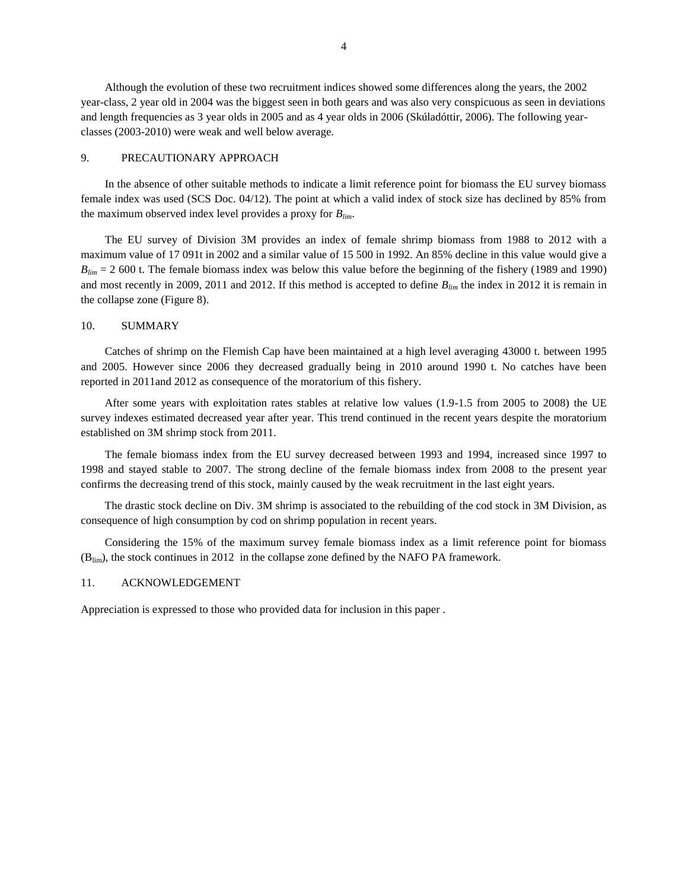Although the evolution of these two recruitment indices showed some differences along the years, the 2002 year-class, 2 year old in 2004 was the biggest seen in both gears and was also very conspicuous as seen in deviations and length frequencies as 3 year olds in 2005 and as 4 year olds in 2006 (Skúladóttir, 2006). The following year-classes (2003-2010) were weak and well below average.

## 9. PRECAUTIONARY APPROACH

In the absence of other suitable methods to indicate a limit reference point for biomass the EU survey biomass female index was used (SCS Doc. 04/12). The point at which a valid index of stock size has declined by 85% from the maximum observed index level provides a proxy for $B_{lim}$.

The EU survey of Division 3M provides an index of female shrimp biomass from 1988 to 2012 with a maximum value of 17 091t in 2002 and a similar value of 15 500 in 1992. An 85% decline in this value would give a $B_{lim}$ = 2 600 t. The female biomass index was below this value before the beginning of the fishery (1989 and 1990) and most recently in 2009, 2011 and 2012. If this method is accepted to define $B_{lim}$ the index in 2012 it is remain in the collapse zone (Figure 8).

## 10. SUMMARY

Catches of shrimp on the Flemish Cap have been maintained at a high level averaging 43000 t. between 1995 and 2005. However since 2006 they decreased gradually being in 2010 around 1990 t. No catches have been reported in 2011and 2012 as consequence of the moratorium of this fishery.

After some years with exploitation rates stables at relative low values (1.9-1.5 from 2005 to 2008) the UE survey indexes estimated decreased year after year. This trend continued in the recent years despite the moratorium established on 3M shrimp stock from 2011.

The female biomass index from the EU survey decreased between 1993 and 1994, increased since 1997 to 1998 and stayed stable to 2007. The strong decline of the female biomass index from 2008 to the present year confirms the decreasing trend of this stock, mainly caused by the weak recruitment in the last eight years.

The drastic stock decline on Div. 3M shrimp is associated to the rebuilding of the cod stock in 3M Division, as consequence of high consumption by cod on shrimp population in recent years.

Considering the 15% of the maximum survey female biomass index as a limit reference point for biomass ($B_{lim}$), the stock continues in 2012 in the collapse zone defined by the NAFO PA framework.

## 11. ACKNOWLEDGEMENT

Appreciation is expressed to those who provided data for inclusion in this paper .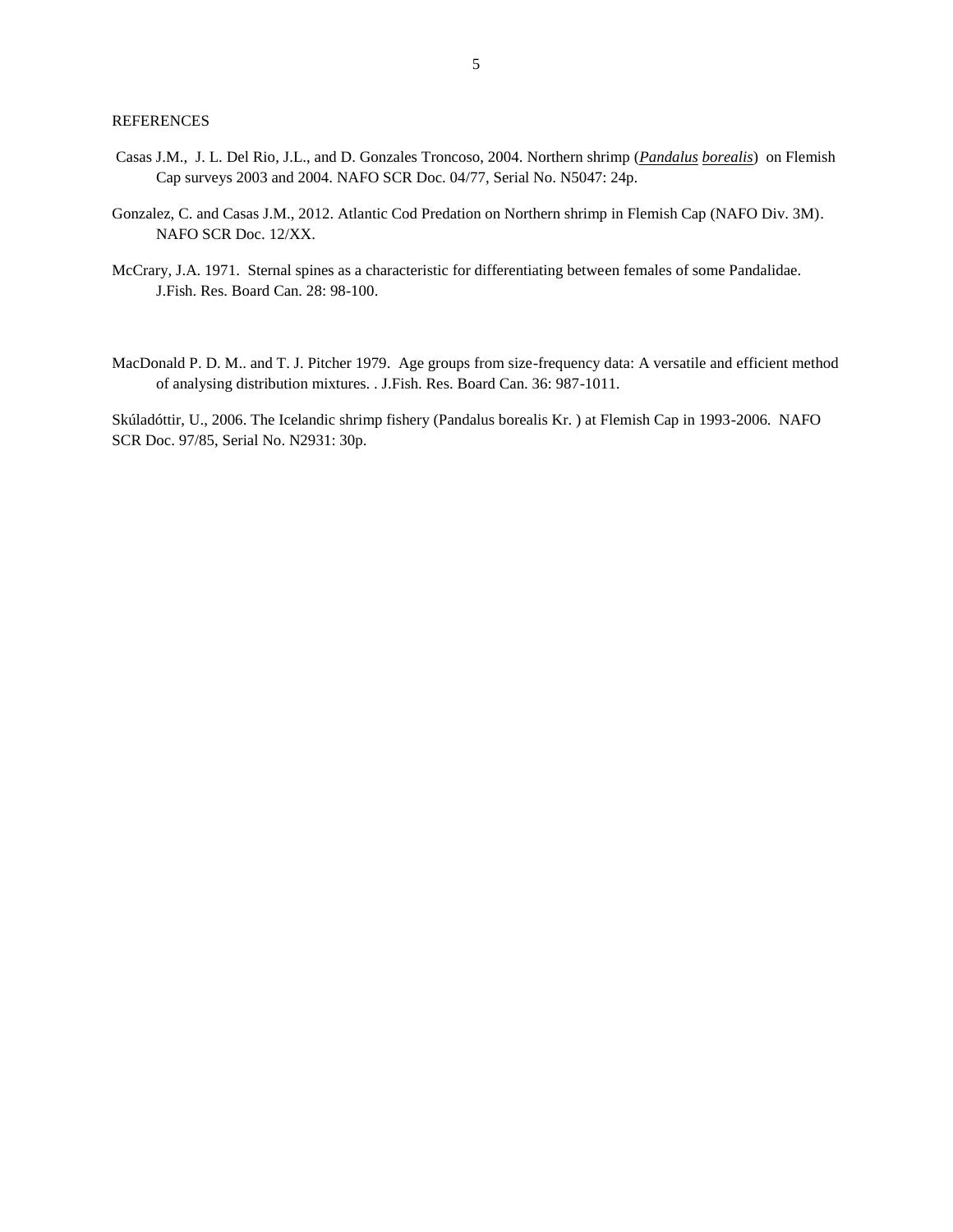REFERENCES

Casas J.M., J. L. Del Rio, J.L., and D. Gonzales Troncoso, 2004. Northern shrimp (*Pandalus borealis*) on Flemish Cap surveys 2003 and 2004. NAFO SCR Doc. 04/77, Serial No. N5047: 24p.

Gonzalez, C. and Casas J.M., 2012. Atlantic Cod Predation on Northern shrimp in Flemish Cap (NAFO Div. 3M). NAFO SCR Doc. 12/XX.

McCrary, J.A. 1971. Sternal spines as a characteristic for differentiating between females of some Pandalidae. J.Fish. Res. Board Can. 28: 98-100.

MacDonald P. D. M.. and T. J. Pitcher 1979. Age groups from size-frequency data: A versatile and efficient method of analysing distribution mixtures. . J.Fish. Res. Board Can. 36: 987-1011.

Skúladóttir, U., 2006. The Icelandic shrimp fishery (Pandalus borealis Kr. ) at Flemish Cap in 1993-2006. NAFO SCR Doc. 97/85, Serial No. N2931: 30p.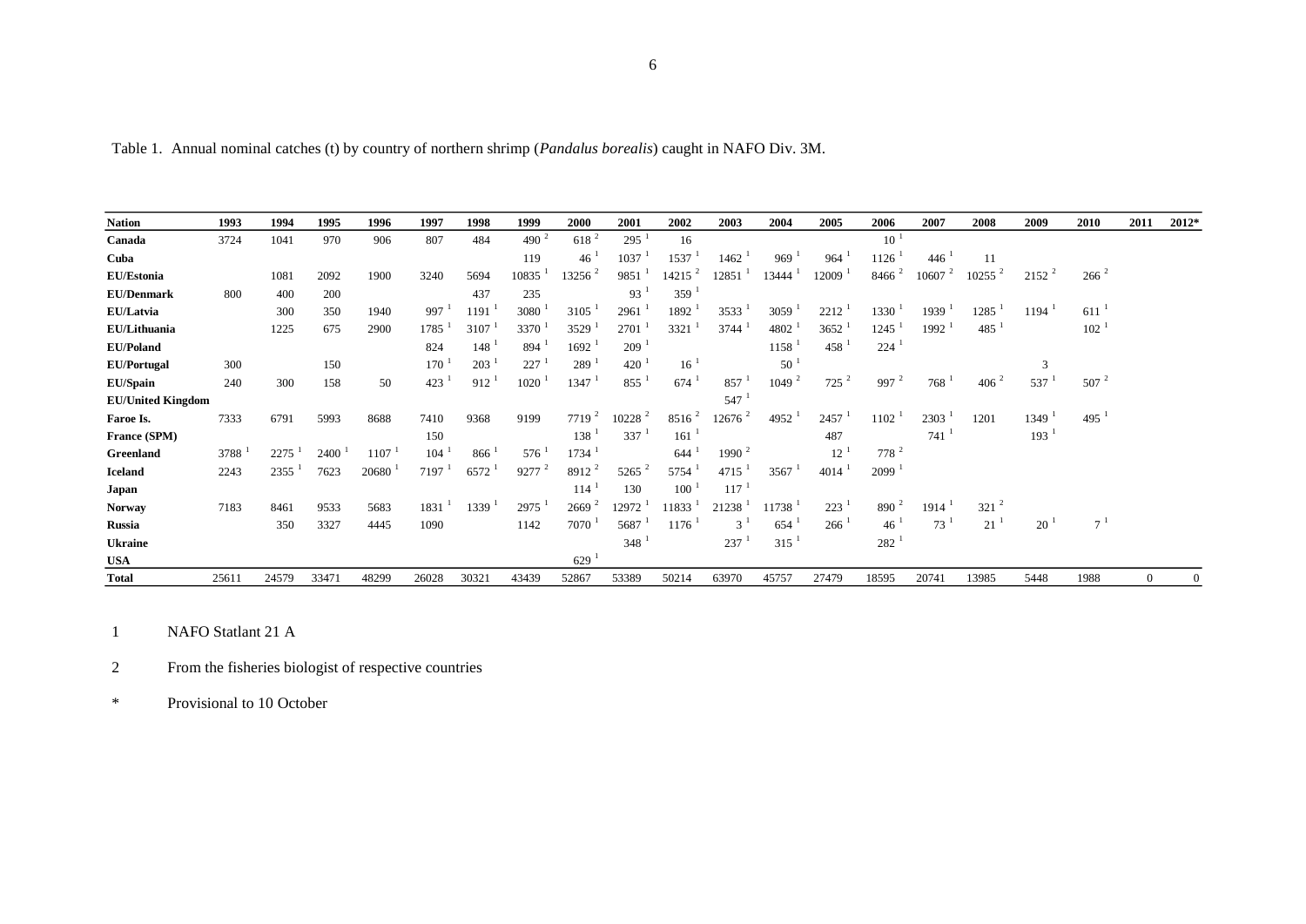Table 1. Annual nominal catches (t) by country of northern shrimp (*Pandalus borealis*) caught in NAFO Div. 3M.

| Nation | 1993 | 1994 | 1995 | 1996 | 1997 | 1998 | 1999 | 2000 | 2001 | 2002 | 2003 | 2004 | 2005 | 2006 | 2007 | 2008 | 2009 | 2010 | 2011 | 2012* |
|---|---|---|---|---|---|---|---|---|---|---|---|---|---|---|---|---|---|---|---|---|
| **Canada** | 3724 | 1041 | 970 | 906 | 807 | 484 | 490 [2] | 618 [2] | 295 [1] | 16 | | | | 10 [1] | | | | | | |
| **Cuba** | | | | | | | 119 | 46 [1] | 1037 [1] | 1537 [1] | 1462 [1] | 969 [1] | 964 [1] | 1126 [1] | 446 [1] | 11 | | | | |
| **EU/Estonia** | | 1081 | 2092 | 1900 | 3240 | 5694 | 10835 [1] | 13256 [2] | 9851 [1] | 14215 [2] | 12851 [1] | 13444 [1] | 12009 [1] | 8466 [2] | 10607 [2] | 10255 [2] | 2152 [2] | 266 [2] | | |
| **EU/Denmark** | 800 | 400 | 200 | | | 437 | 235 | | 93 [1] | 359 [1] | | | | | | | | | | |
| **EU/Latvia** | | 300 | 350 | 1940 | 997 [1] | 1191 [1] | 3080 [1] | 3105 [1] | 2961 [1] | 1892 [1] | 3533 [1] | 3059 [1] | 2212 [1] | 1330 [1] | 1939 [1] | 1285 [1] | 1194 [1] | 611 [1] | | |
| **EU/Lithuania** | | 1225 | 675 | 2900 | 1785 [1] | 3107 [1] | 3370 [1] | 3529 [1] | 2701 [1] | 3321 [1] | 3744 [1] | 4802 [1] | 3652 [1] | 1245 [1] | 1992 [1] | 485 [1] | | 102 [1] | | |
| **EU/Poland** | | | | | 824 | 148 [1] | 894 [1] | 1692 [1] | 209 [1] | | | 1158 [1] | 458 [1] | 224 [1] | | | | | | |
| **EU/Portugal** | 300 | | 150 | | 170 [1] | 203 [1] | 227 [1] | 289 [1] | 420 [1] | 16 [1] | | 50 [1] | | | | | 3 | | | |
| **EU/Spain** | 240 | 300 | 158 | 50 | 423 [1] | 912 [1] | 1020 [1] | 1347 [1] | 855 [1] | 674 [1] | 857 [1] | 1049 [2] | 725 [2] | 997 [2] | 768 [1] | 406 [2] | 537 [1] | 507 [2] | | |
| **EU/United Kingdom** | | | | | | | | | | | 547 [1] | | | | | | | | | |
| **Faroe Is.** | 7333 | 6791 | 5993 | 8688 | 7410 | 9368 | 9199 | 7719 [2] | 10228 [2] | 8516 [2] | 12676 [2] | 4952 [1] | 2457 [1] | 1102 [1] | 2303 [1] | 1201 | 1349 [1] | 495 [1] | | |
| **France (SPM)** | | | | | 150 | | | 138 [1] | 337 [1] | 161 [1] | | | 487 | | 741 [1] | | 193 [1] | | | |
| **Greenland** | 3788 [1] | 2275 [1] | 2400 [1] | 1107 [1] | 104 [1] | 866 [1] | 576 [1] | 1734 [1] | | 644 [1] | 1990 [2] | | 12 [1] | 778 [2] | | | | | | |
| **Iceland** | 2243 | 2355 [1] | 7623 | 20680 [1] | 7197 [1] | 6572 [1] | 9277 [2] | 8912 [2] | 5265 [2] | 5754 [1] | 4715 [1] | 3567 [1] | 4014 [1] | 2099 [1] | | | | | | |
| **Japan** | | | | | | | | 114 [1] | 130 | 100 [1] | 117 [1] | | | | | | | | | |
| **Norway** | 7183 | 8461 | 9533 | 5683 | 1831 [1] | 1339 [1] | 2975 [1] | 2669 [2] | 12972 [1] | 11833 [1] | 21238 [1] | 11738 [1] | 223 [1] | 890 [2] | 1914 [1] | 321 [2] | | | | |
| **Russia** | | 350 | 3327 | 4445 | 1090 | | 1142 | 7070 [1] | 5687 [1] | 1176 [1] | 3 [1] | 654 [1] | 266 [1] | 46 [1] | 73 [1] | 21 [1] | 20 [1] | 7 [1] | | |
| **Ukraine** | | | | | | | | | 348 [1] | | 237 [1] | 315 [1] | | 282 [1] | | | | | | |
| **USA** | | | | | | | | 629 [1] | | | | | | | | | | | | |
| **Total** | 25611 | 24579 | 33471 | 48299 | 26028 | 30321 | 43439 | 52867 | 53389 | 50214 | 63970 | 45757 | 27479 | 18595 | 20741 | 13985 | 5448 | 1988 | 0 | 0 |

1 NAFO Statlant 21 A

2 From the fisheries biologist of respective countries

\* Provisional to 10 October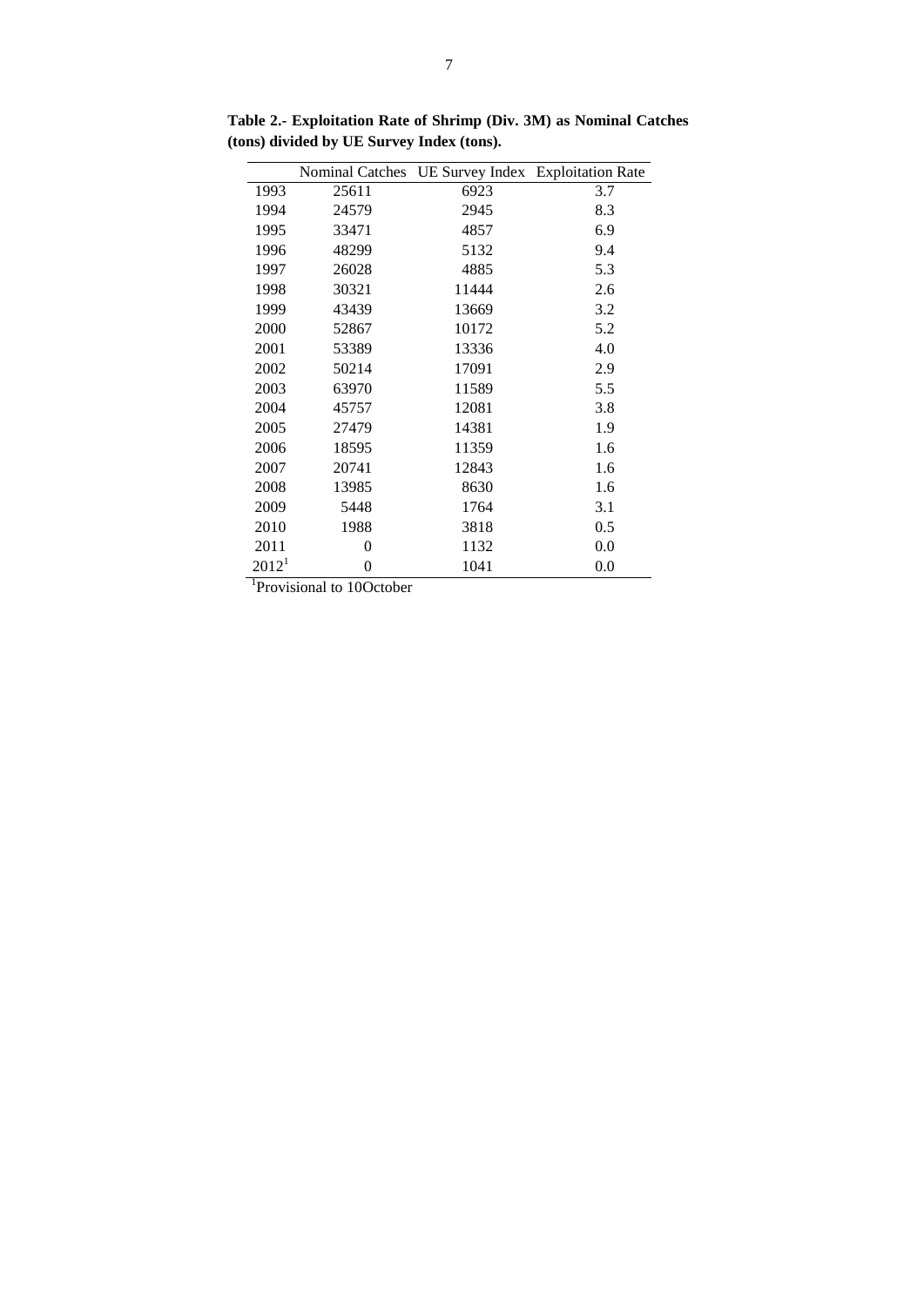**Table 2.- Exploitation Rate of Shrimp (Div. 3M) as Nominal Catches (tons) divided by UE Survey Index (tons).**

| | Nominal Catches | UE Survey Index | Exploitation Rate |
|---|---|---|---|
| 1993 | 25611 | 6923 | 3.7 |
| 1994 | 24579 | 2945 | 8.3 |
| 1995 | 33471 | 4857 | 6.9 |
| 1996 | 48299 | 5132 | 9.4 |
| 1997 | 26028 | 4885 | 5.3 |
| 1998 | 30321 | 11444 | 2.6 |
| 1999 | 43439 | 13669 | 3.2 |
| 2000 | 52867 | 10172 | 5.2 |
| 2001 | 53389 | 13336 | 4.0 |
| 2002 | 50214 | 17091 | 2.9 |
| 2003 | 63970 | 11589 | 5.5 |
| 2004 | 45757 | 12081 | 3.8 |
| 2005 | 27479 | 14381 | 1.9 |
| 2006 | 18595 | 11359 | 1.6 |
| 2007 | 20741 | 12843 | 1.6 |
| 2008 | 13985 | 8630 | 1.6 |
| 2009 | 5448 | 1764 | 3.1 |
| 2010 | 1988 | 3818 | 0.5 |
| 2011 | 0 | 1132 | 0.0 |
| 2012[1] | 0 | 1041 | 0.0 |

[1]Provisional to 10October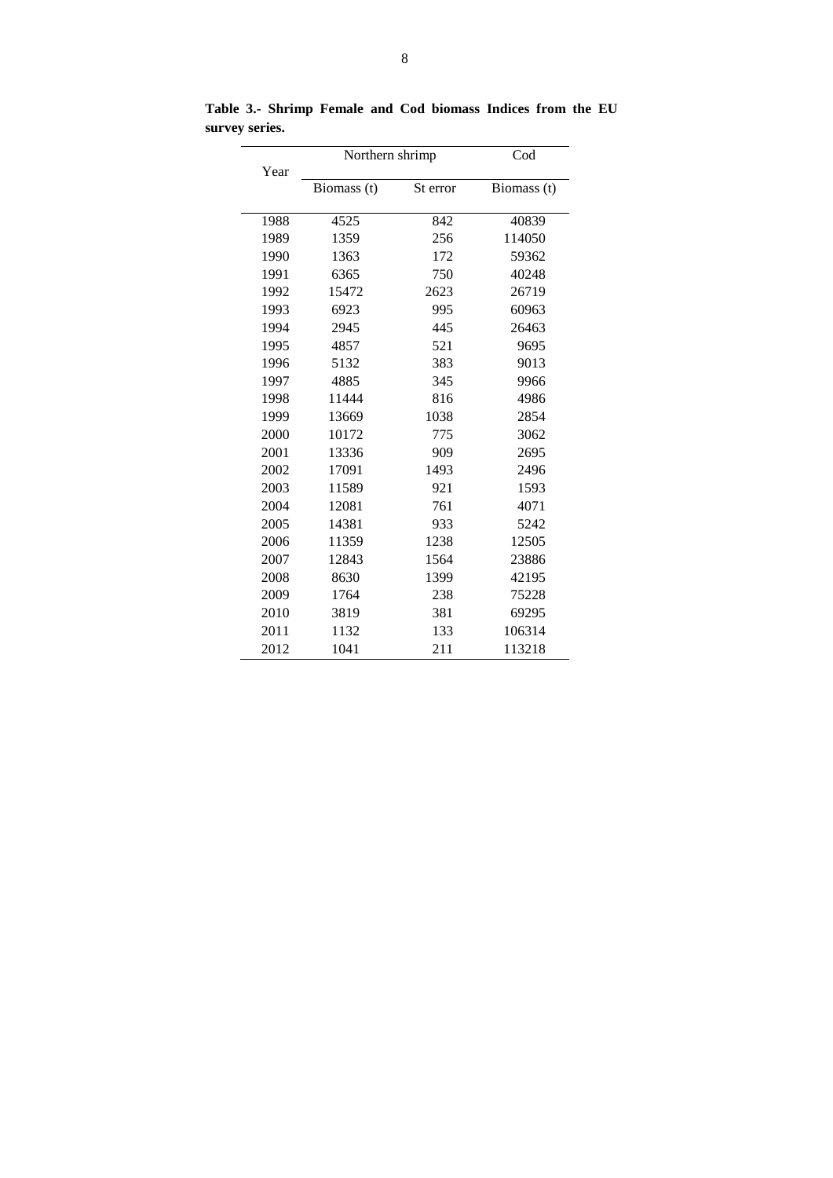**Table 3.- Shrimp Female and Cod biomass Indices from the EU survey series.**

| Year | Northern shrimp | | Cod |
|---|---|---|---|
| | Biomass (t) | St error | Biomass (t) |
| 1988 | 4525 | 842 | 40839 |
| 1989 | 1359 | 256 | 114050 |
| 1990 | 1363 | 172 | 59362 |
| 1991 | 6365 | 750 | 40248 |
| 1992 | 15472 | 2623 | 26719 |
| 1993 | 6923 | 995 | 60963 |
| 1994 | 2945 | 445 | 26463 |
| 1995 | 4857 | 521 | 9695 |
| 1996 | 5132 | 383 | 9013 |
| 1997 | 4885 | 345 | 9966 |
| 1998 | 11444 | 816 | 4986 |
| 1999 | 13669 | 1038 | 2854 |
| 2000 | 10172 | 775 | 3062 |
| 2001 | 13336 | 909 | 2695 |
| 2002 | 17091 | 1493 | 2496 |
| 2003 | 11589 | 921 | 1593 |
| 2004 | 12081 | 761 | 4071 |
| 2005 | 14381 | 933 | 5242 |
| 2006 | 11359 | 1238 | 12505 |
| 2007 | 12843 | 1564 | 23886 |
| 2008 | 8630 | 1399 | 42195 |
| 2009 | 1764 | 238 | 75228 |
| 2010 | 3819 | 381 | 69295 |
| 2011 | 1132 | 133 | 106314 |
| 2012 | 1041 | 211 | 113218 |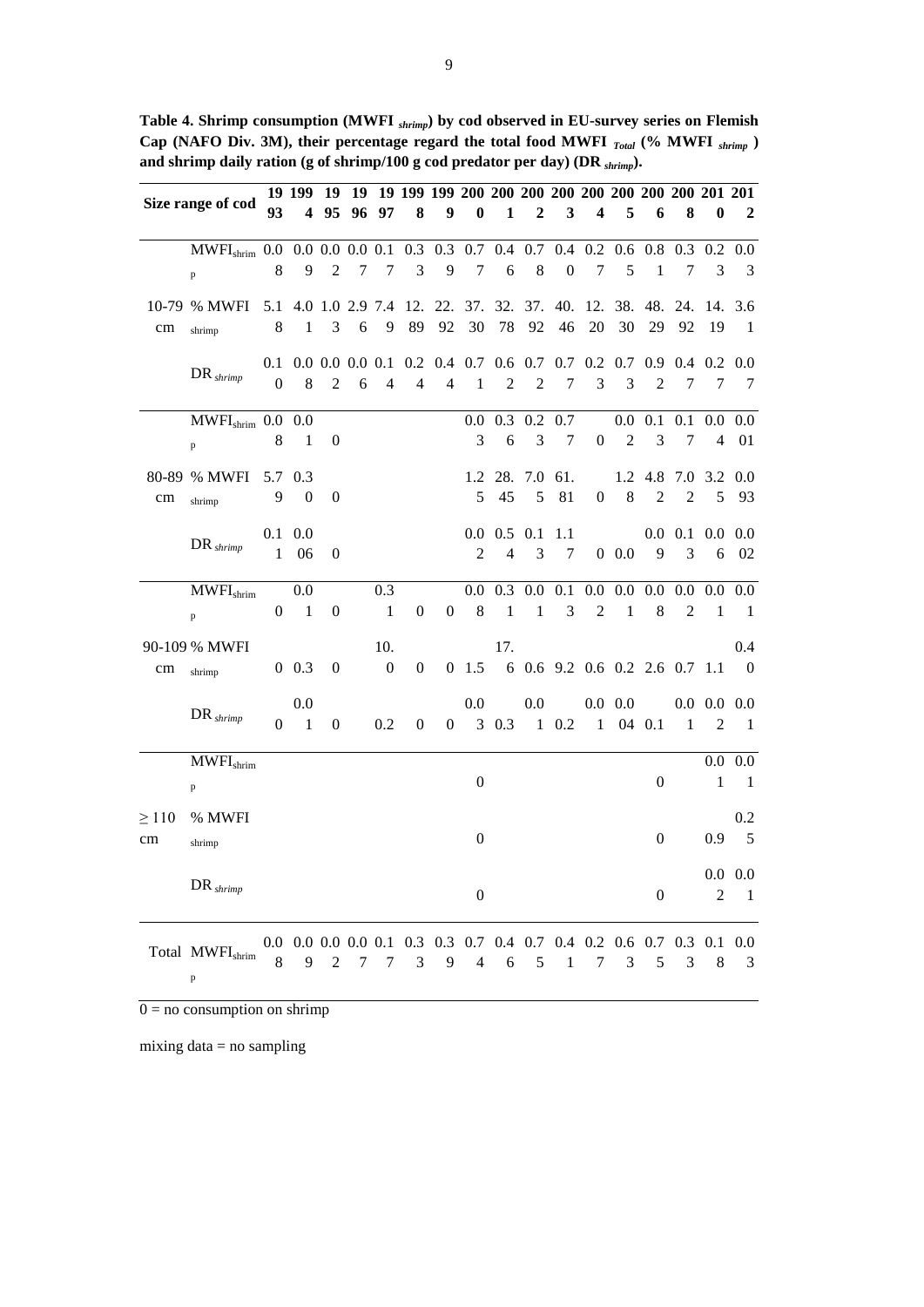**Table 4. Shrimp consumption (MWFI $_{shrimp}$) by cod observed in EU-survey series on Flemish Cap (NAFO Div. 3M), their percentage regard the total food MWFI $_{Total}$ (% MWFI $_{shrimp}$) and shrimp daily ration (g of shrimp/100 g cod predator per day) (DR $_{shrimp}$).**

| Size range of cod | | 1993 | 1994 | 1995 | 1996 | 1997 | 1998 | 1999 | 2000 | 2001 | 2002 | 2003 | 2004 | 2005 | 2006 | 2008 | 2010 | 2012 |
|---|---|---|---|---|---|---|---|---|---|---|---|---|---|---|---|---|---|---|
| 10-79 cm | $MWFI_{shrimp}$ | 0.08 | 0.09 | 0.02 | 0.07 | 0.17 | 0.33 | 0.39 | 0.77 | 0.46 | 0.78 | 0.40 | 0.27 | 0.65 | 0.81 | 0.37 | 0.23 | 0.03 |
| | % $MWFI_{shrimp}$ | 5.18 | 4.01 | 1.03 | 2.96 | 7.49 | 12.89 | 22.92 | 37.30 | 32.78 | 37.92 | 40.46 | 12.20 | 38.30 | 48.29 | 24.92 | 14.19 | 3.61 |
| | $DR_{shrimp}$ | 0.10 | 0.08 | 0.02 | 0.06 | 0.14 | 0.24 | 0.44 | 0.71 | 0.62 | 0.72 | 0.77 | 0.23 | 0.73 | 0.92 | 0.47 | 0.27 | 0.07 |
| 80-89 cm | $MWFI_{shrimp}$ | 0.08 | 0.01 | 0 | | | | | 0.03 | 0.36 | 0.23 | 0.77 | 0 | 0.02 | 0.13 | 0.17 | 0.04 | 0.001 |
| | % $MWFI_{shrimp}$ | 5.79 | 0.30 | 0 | | | | | 1.25 | 28.45 | 7.05 | 61.81 | 0 | 1.28 | 4.82 | 7.02 | 3.25 | 0.093 |
| | $DR_{shrimp}$ | 0.11 | 0.006 | 0 | | | | | 0.02 | 0.54 | 0.13 | 1.17 | 0 | 0.0 | 0.09 | 0.13 | 0.06 | 0.002 |
| 90-109 cm | $MWFI_{shrimp}$ | 0 | 0.01 | 0 | | 0.31 | 0 | 0 | 0.08 | 0.31 | 0.01 | 0.13 | 0.02 | 0.01 | 0.08 | 0.02 | 0.01 | 0.01 |
| | % $MWFI_{shrimp}$ | 0 | 0.3 | 0 | | 10.0 | 0 | 0 | 1.5 | 17.6 | 0.6 | 9.2 | 0.6 | 0.2 | 2.6 | 0.7 | 1.1 | 0.40 |
| | $DR_{shrimp}$ | 0 | 0.01 | 0 | | 0.2 | 0 | 0 | 0.03 | 0.3 | 0.01 | 0.2 | 0.01 | 0.004 | 0.1 | 0.01 | 0.02 | 0.01 |
| ≥ 110 cm | $MWFI_{shrimp}$ | | | | | | | | 0 | | | | | | 0 | | 0.01 | 0.01 |
| | % $MWFI_{shrimp}$ | | | | | | | | 0 | | | | | | 0 | | 0.9 | 0.25 |
| | $DR_{shrimp}$ | | | | | | | | 0 | | | | | | 0 | | 0.02 | 0.01 |
| Total | $MWFI_{shrimp}$ | 0.08 | 0.09 | 0.02 | 0.07 | 0.17 | 0.33 | 0.39 | 0.74 | 0.46 | 0.75 | 0.41 | 0.27 | 0.63 | 0.75 | 0.33 | 0.18 | 0.03 |

0 = no consumption on shrimp

mixing data = no sampling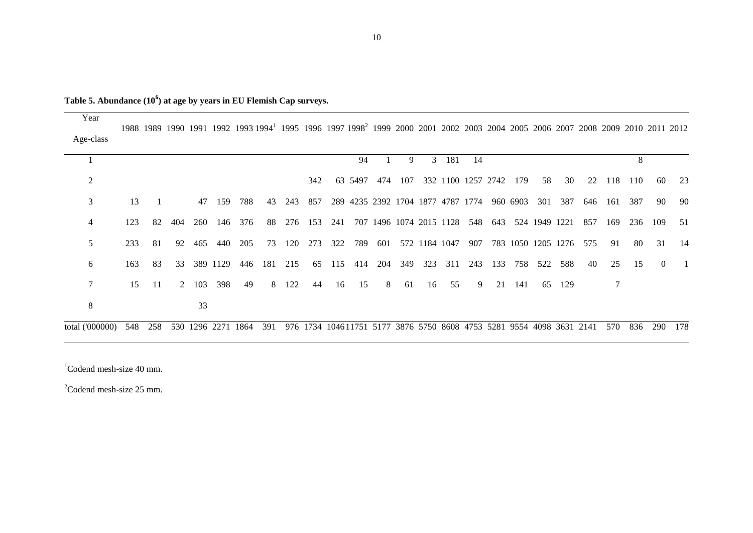**Table 5. Abundance ($10^6$) at age by years in EU Flemish Cap surveys.**

| Year / Age-class | 1988 | 1989 | 1990 | 1991 | 1992 | 1993 | 1994[1] | 1995 | 1996 | 1997 | 1998[2] | 1999 | 2000 | 2001 | 2002 | 2003 | 2004 | 2005 | 2006 | 2007 | 2008 | 2009 | 2010 | 2011 | 2012 |
|---|---|---|---|---|---|---|---|---|---|---|---|---|---|---|---|---|---|---|---|---|---|---|---|---|---|
| 1 | | | | | | | | | | | 94 | 1 | 9 | 3 | 181 | 14 | | | | | | | 8 | | |
| 2 | | | | | | | | | 342 | 63 | 5497 | 474 | 107 | 332 | 1100 | 1257 | 2742 | 179 | 58 | 30 | 22 | 118 | 110 | 60 | 23 |
| 3 | 13 | 1 | | 47 | 159 | 788 | 43 | 243 | 857 | 289 | 4235 | 2392 | 1704 | 1877 | 4787 | 1774 | 960 | 6903 | 301 | 387 | 646 | 161 | 387 | 90 | 90 |
| 4 | 123 | 82 | 404 | 260 | 146 | 376 | 88 | 276 | 153 | 241 | 707 | 1496 | 1074 | 2015 | 1128 | 548 | 643 | 524 | 1949 | 1221 | 857 | 169 | 236 | 109 | 51 |
| 5 | 233 | 81 | 92 | 465 | 440 | 205 | 73 | 120 | 273 | 322 | 789 | 601 | 572 | 1184 | 1047 | 907 | 783 | 1050 | 1205 | 1276 | 575 | 91 | 80 | 31 | 14 |
| 6 | 163 | 83 | 33 | 389 | 1129 | 446 | 181 | 215 | 65 | 115 | 414 | 204 | 349 | 323 | 311 | 243 | 133 | 758 | 522 | 588 | 40 | 25 | 15 | 0 | 1 |
| 7 | 15 | 11 | 2 | 103 | 398 | 49 | 8 | 122 | 44 | 16 | 15 | 8 | 61 | 16 | 55 | 9 | 21 | 141 | 65 | 129 | | 7 | | | |
| 8 | | | | 33 | | | | | | | | | | | | | | | | | | | | | |
| total ('000000) | 548 | 258 | 530 | 1296 | 2271 | 1864 | 391 | 976 | 1734 | 1046 | 11751 | 5177 | 3876 | 5750 | 8608 | 4753 | 5281 | 9554 | 4098 | 3631 | 2141 | 570 | 836 | 290 | 178 |

[1]Codend mesh-size 40 mm.

[2]Codend mesh-size 25 mm.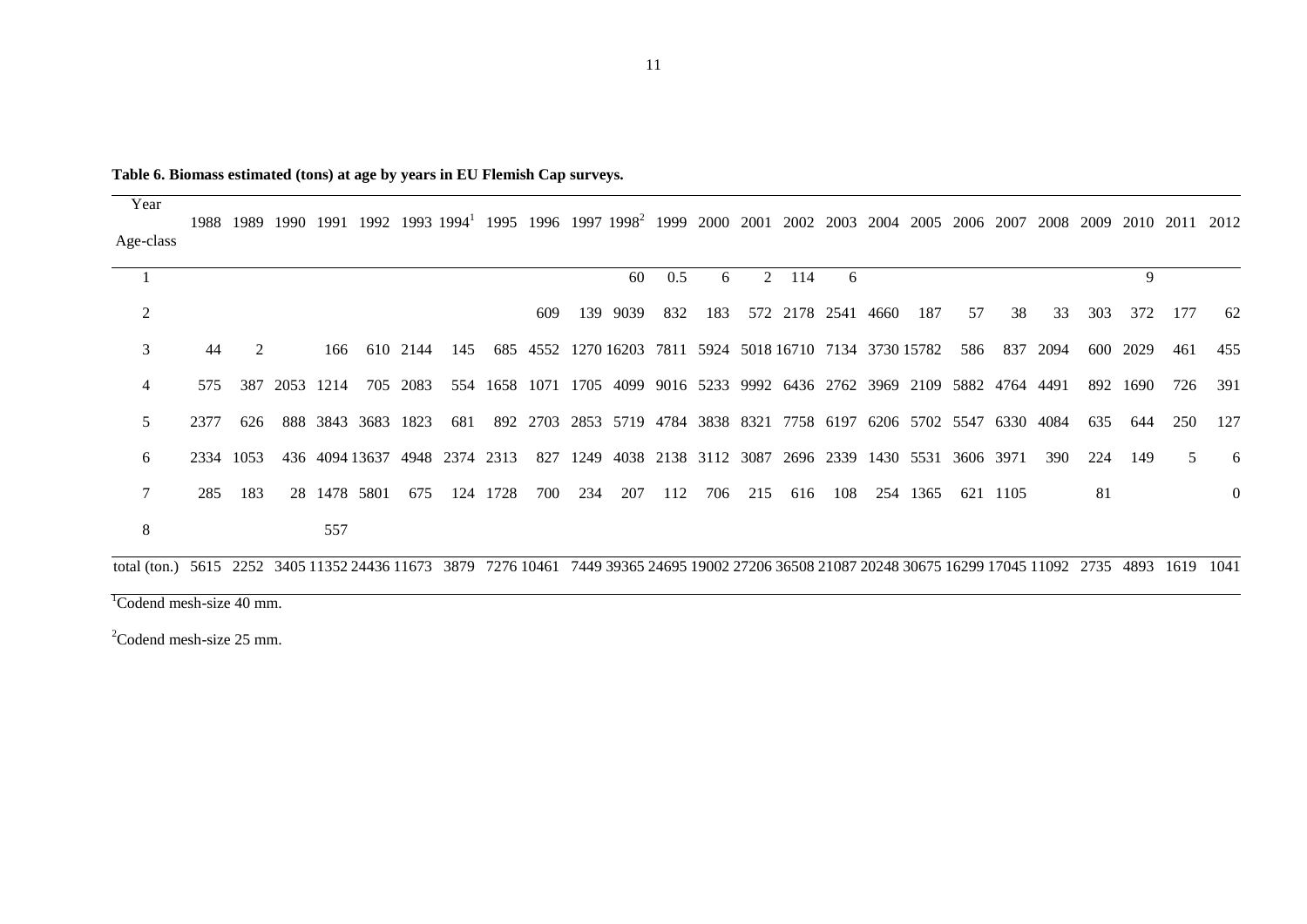**Table 6. Biomass estimated (tons) at age by years in EU Flemish Cap surveys.**

| Year / Age-class | 1988 | 1989 | 1990 | 1991 | 1992 | 1993 | 1994[1] | 1995 | 1996 | 1997 | 1998[2] | 1999 | 2000 | 2001 | 2002 | 2003 | 2004 | 2005 | 2006 | 2007 | 2008 | 2009 | 2010 | 2011 | 2012 |
|---|---|---|---|---|---|---|---|---|---|---|---|---|---|---|---|---|---|---|---|---|---|---|---|---|---|
| 1 | | | | | | | | | | | 60 | 0.5 | 6 | 2 | 114 | 6 | | | | | | | 9 | | |
| 2 | | | | | | | | | 609 | 139 | 9039 | 832 | 183 | 572 | 2178 | 2541 | 4660 | 187 | 57 | 38 | 33 | 303 | 372 | 177 | 62 |
| 3 | 44 | 2 | | 166 | 610 | 2144 | 145 | 685 | 4552 | 1270 | 16203 | 7811 | 5924 | 5018 | 16710 | 7134 | 3730 | 15782 | 586 | 837 | 2094 | 600 | 2029 | 461 | 455 |
| 4 | 575 | 387 | 2053 | 1214 | 705 | 2083 | 554 | 1658 | 1071 | 1705 | 4099 | 9016 | 5233 | 9992 | 6436 | 2762 | 3969 | 2109 | 5882 | 4764 | 4491 | 892 | 1690 | 726 | 391 |
| 5 | 2377 | 626 | 888 | 3843 | 3683 | 1823 | 681 | 892 | 2703 | 2853 | 5719 | 4784 | 3838 | 8321 | 7758 | 6197 | 6206 | 5702 | 5547 | 6330 | 4084 | 635 | 644 | 250 | 127 |
| 6 | 2334 | 1053 | 436 | 4094 | 13637 | 4948 | 2374 | 2313 | 827 | 1249 | 4038 | 2138 | 3112 | 3087 | 2696 | 2339 | 1430 | 5531 | 3606 | 3971 | 390 | 224 | 149 | 5 | 6 |
| 7 | 285 | 183 | 28 | 1478 | 5801 | 675 | 124 | 1728 | 700 | 234 | 207 | 112 | 706 | 215 | 616 | 108 | 254 | 1365 | 621 | 1105 | | 81 | | | 0 |
| 8 | | | | 557 | | | | | | | | | | | | | | | | | | | | | |
| total (ton.) | 5615 | 2252 | 3405 | 11352 | 24436 | 11673 | 3879 | 7276 | 10461 | 7449 | 39365 | 24695 | 19002 | 27206 | 36508 | 21087 | 20248 | 30675 | 16299 | 17045 | 11092 | 2735 | 4893 | 1619 | 1041 |

[1]Codend mesh-size 40 mm.

[2]Codend mesh-size 25 mm.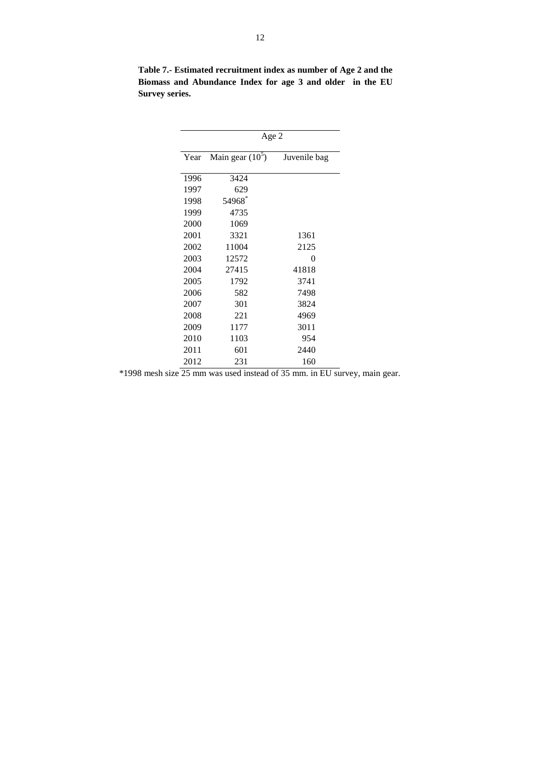**Table 7.- Estimated recruitment index as number of Age 2 and the Biomass and Abundance Index for age 3 and older in the EU Survey series.**

| | Age 2 | |
|---|---|---|
| Year | Main gear ($10^5$) | Juvenile bag |
| 1996 | 3424 | |
| 1997 | 629 | |
| 1998 | 54968* | |
| 1999 | 4735 | |
| 2000 | 1069 | |
| 2001 | 3321 | 1361 |
| 2002 | 11004 | 2125 |
| 2003 | 12572 | 0 |
| 2004 | 27415 | 41818 |
| 2005 | 1792 | 3741 |
| 2006 | 582 | 7498 |
| 2007 | 301 | 3824 |
| 2008 | 221 | 4969 |
| 2009 | 1177 | 3011 |
| 2010 | 1103 | 954 |
| 2011 | 601 | 2440 |
| 2012 | 231 | 160 |

*1998 mesh size 25 mm was used instead of 35 mm. in EU survey, main gear.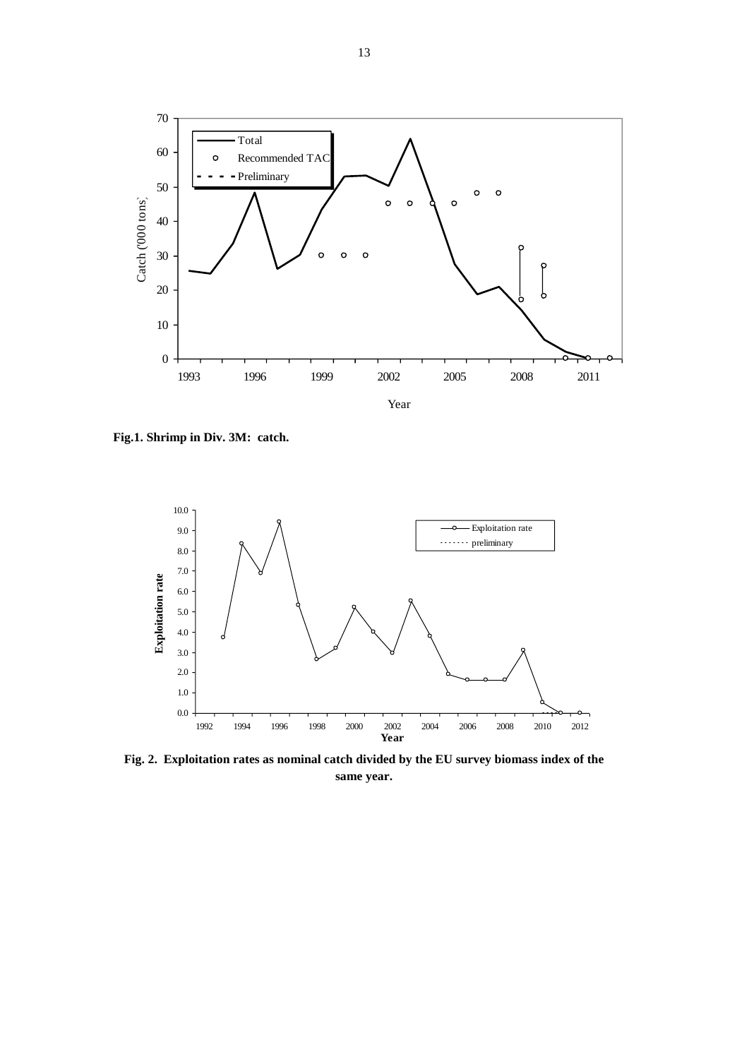**Fig.1. Shrimp in Div. 3M: catch.**

**Fig. 2. Exploitation rates as nominal catch divided by the EU survey biomass index of the same year.**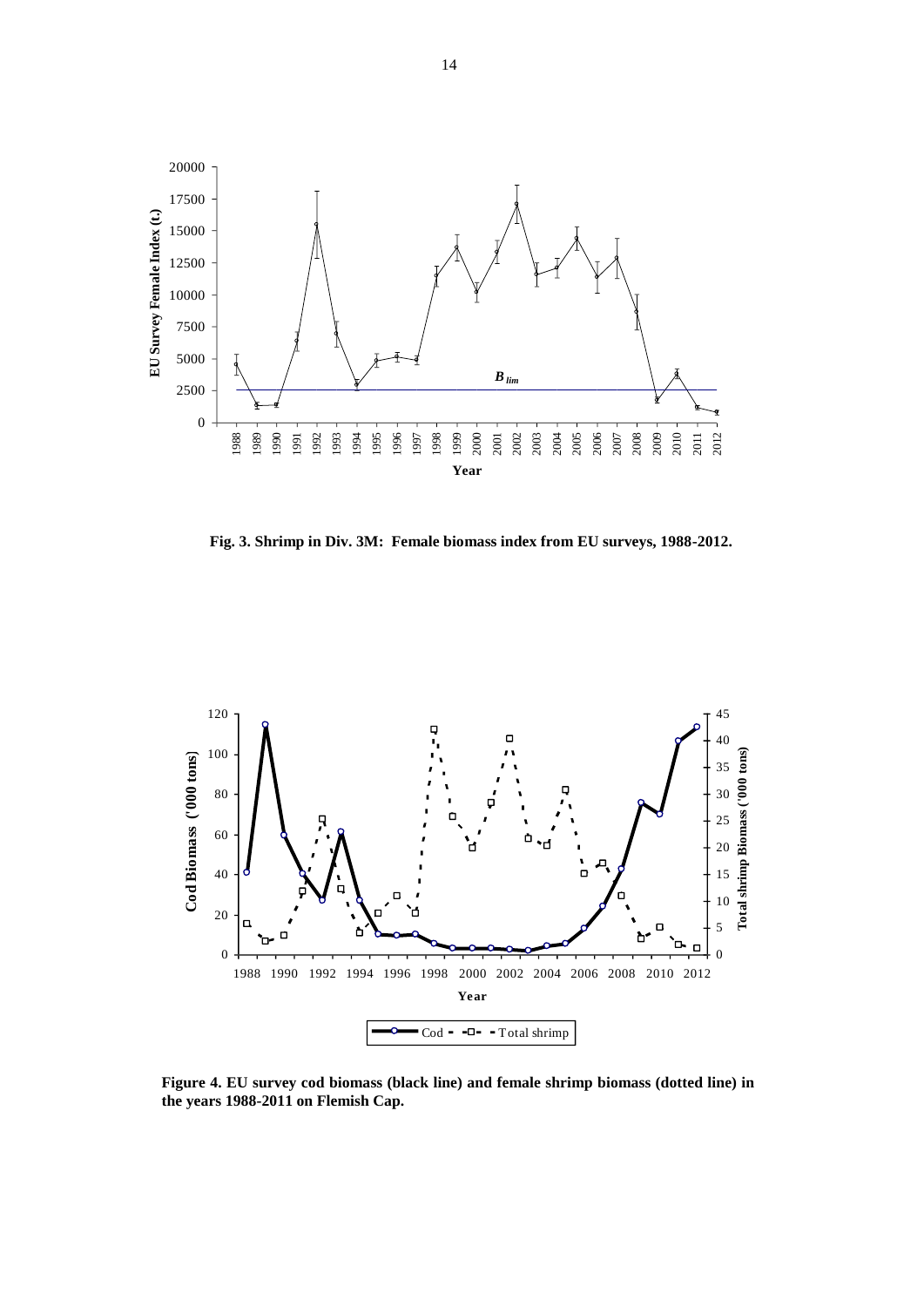**Fig. 3. Shrimp in Div. 3M: Female biomass index from EU surveys, 1988-2012.**

**Figure 4. EU survey cod biomass (black line) and female shrimp biomass (dotted line) in the years 1988-2011 on Flemish Cap.**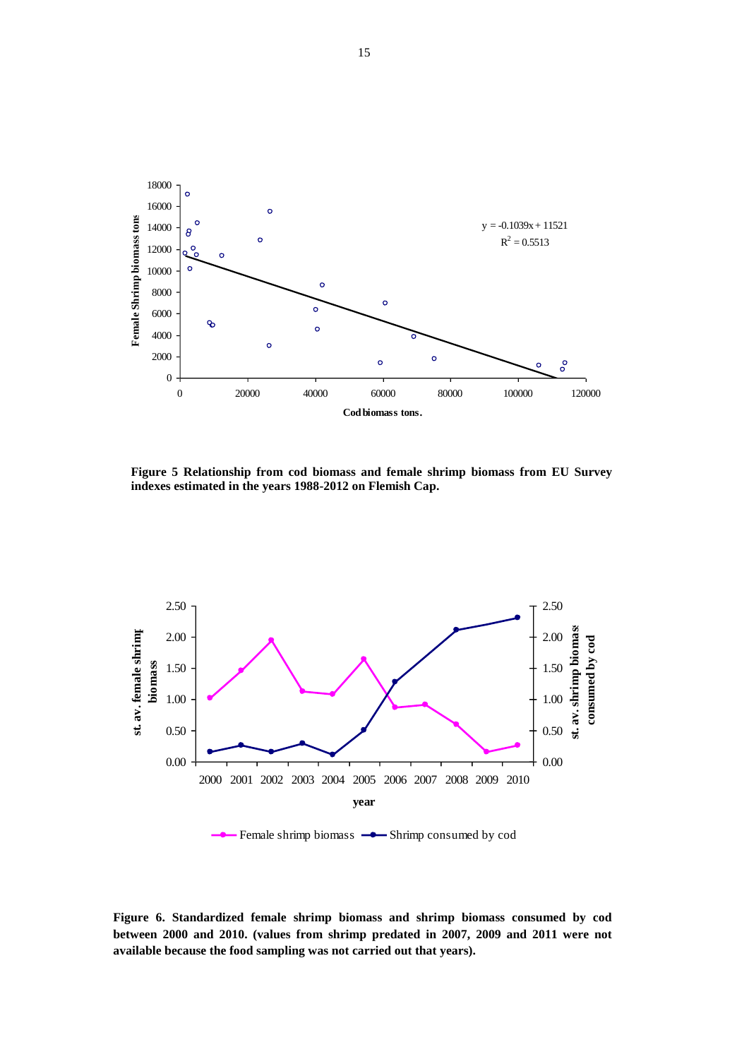**Figure 5 Relationship from cod biomass and female shrimp biomass from EU Survey indexes estimated in the years 1988-2012 on Flemish Cap.**

**Figure 6. Standardized female shrimp biomass and shrimp biomass consumed by cod between 2000 and 2010. (values from shrimp predated in 2007, 2009 and 2011 were not available because the food sampling was not carried out that years).**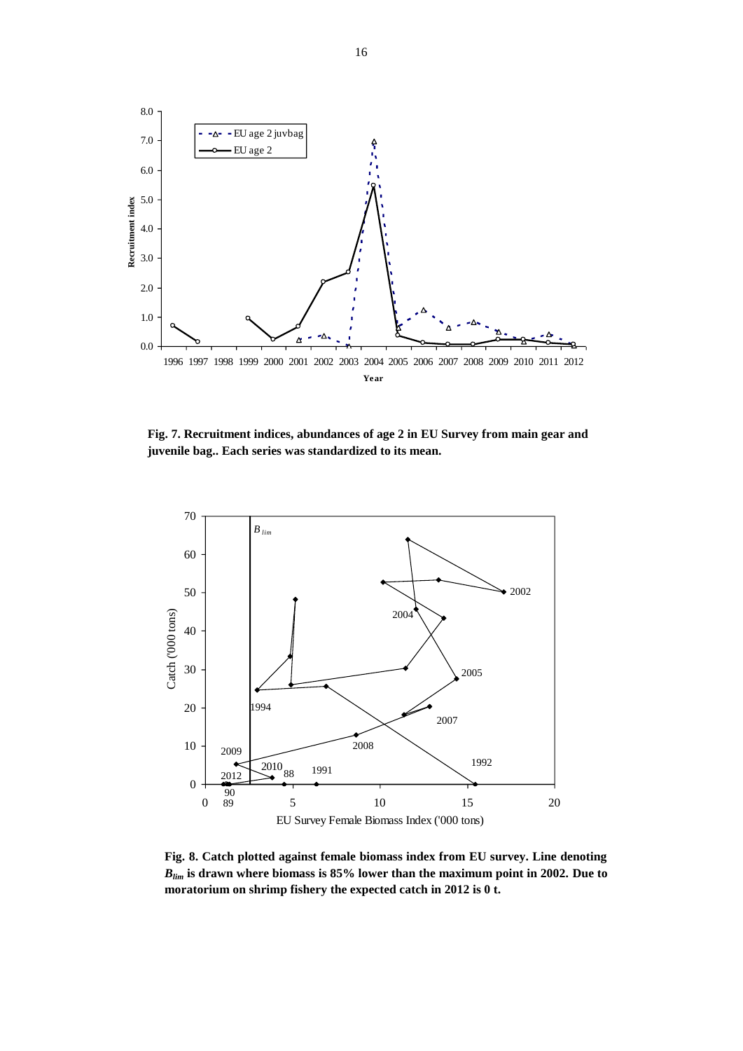8.0
7.0
6.0
5.0
4.0
3.0
2.0
1.0
0.0

Recruitment index

EU age 2 juvbag

EU age 2

1996 1997 1998 1999 2000 2001 2002 2003 2004 2005 2006 2007 2008 2009 2010 2011 2012

Year

**Fig. 7. Recruitment indices, abundances of age 2 in EU Survey from main gear and juvenile bag.. Each series was standardized to its mean.**

70
60
50
40
30
20
10
0

Catch ('000 tons)

$B_{lim}$

2002
2004
2005
1994
2007
2008
2009
1992
2010
88
1991
2012
90
89

0 5 10 15 20

EU Survey Female Biomass Index ('000 tons)

**Fig. 8. Catch plotted against female biomass index from EU survey. Line denoting $B_{lim}$ is drawn where biomass is 85% lower than the maximum point in 2002. Due to moratorium on shrimp fishery the expected catch in 2012 is 0 t.**